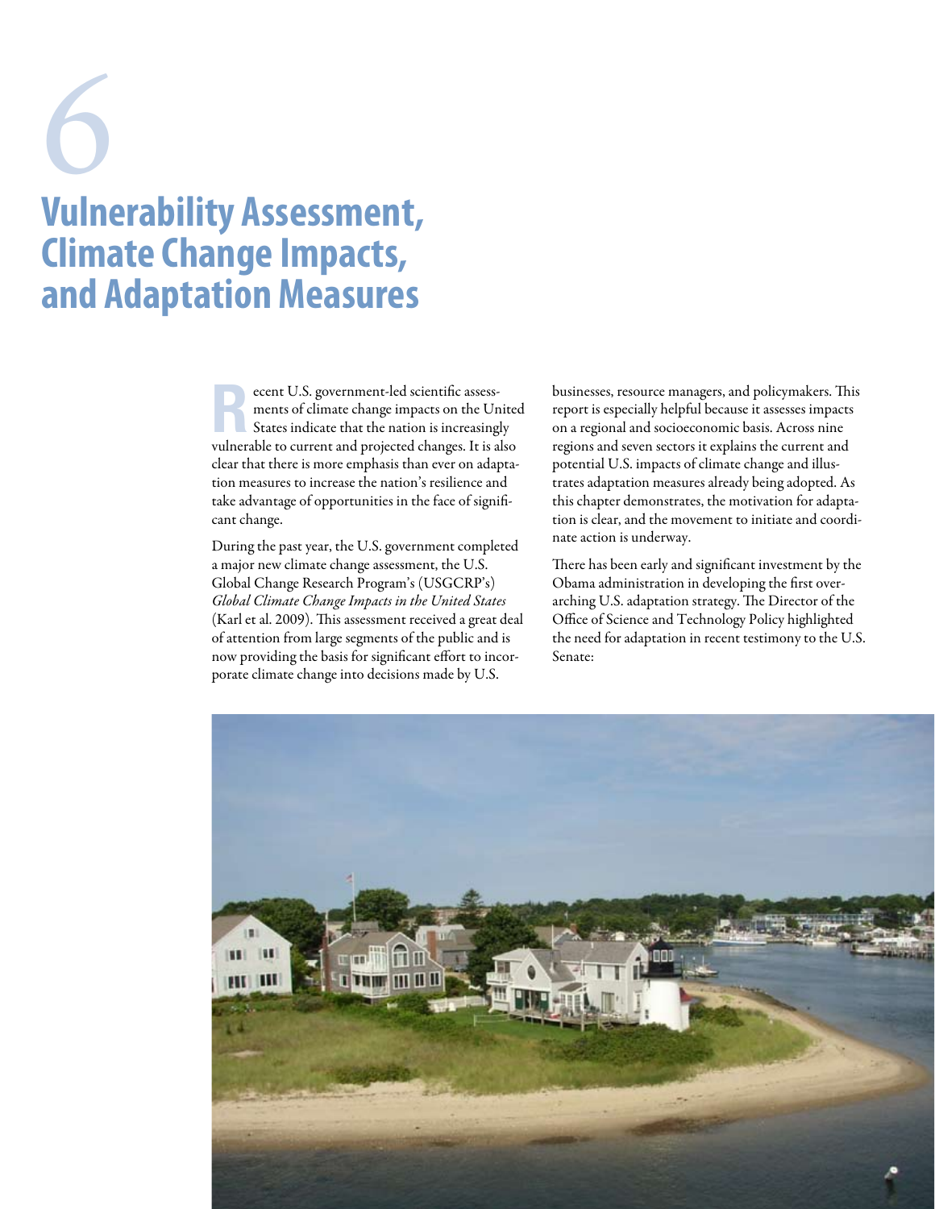# 6

# Vulnerability Assessment, Climate Change Impacts, and Adaptation Measures

Recent U.S. government-led scientific assessments of climate change impacts on the United States indicate that the nation is increasingly vulnerable to current and projected changes. It is also clear that there is more emphasis than ever on adaptation measures to increase the nation's resilience and take advantage of opportunities in the face of significant change.

During the past year, the U.S. government completed a major new climate change assessment, the U.S. Global Change Research Program's (USGCRP's) *Global Climate Change Impacts in the United States* (Karl et al. 2009). This assessment received a great deal of attention from large segments of the public and is now providing the basis for significant effort to incorporate climate change into decisions made by U.S. businesses, resource managers, and policymakers. This report is especially helpful because it assesses impacts on a regional and socioeconomic basis. Across nine regions and seven sectors it explains the current and potential U.S. impacts of climate change and illustrates adaptation measures already being adopted. As this chapter demonstrates, the motivation for adaptation is clear, and the movement to initiate and coordinate action is underway.

There has been early and significant investment by the Obama administration in developing the first overarching U.S. adaptation strategy. The Director of the Office of Science and Technology Policy highlighted the need for adaptation in recent testimony to the U.S. Senate: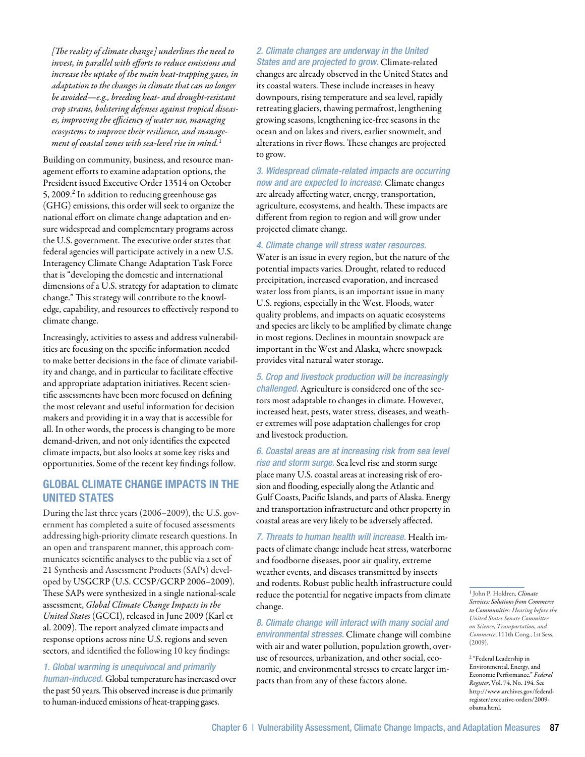*[The reality of climate change] underlines the need to invest, in parallel with efforts to reduce emissions and increase the uptake of the main heat-trapping gases, in adaptation to the changes in climate that can no longer be avoided—e.g., breeding heat- and drought-resistant crop strains, bolstering defenses against tropical diseases, improving the efficiency of water use, managing ecosystems to improve their resilience, and management of coastal zones with sea-level rise in mind.*[1]

Building on community, business, and resource management efforts to examine adaptation options, the President issued Executive Order 13514 on October 5, 2009.[2] In addition to reducing greenhouse gas (GHG) emissions, this order will seek to organize the national effort on climate change adaptation and ensure widespread and complementary programs across the U.S. government. The executive order states that federal agencies will participate actively in a new U.S. Interagency Climate Change Adaptation Task Force that is "developing the domestic and international dimensions of a U.S. strategy for adaptation to climate change." This strategy will contribute to the knowledge, capability, and resources to effectively respond to climate change.

Increasingly, activities to assess and address vulnerabilities are focusing on the specific information needed to make better decisions in the face of climate variability and change, and in particular to facilitate effective and appropriate adaptation initiatives. Recent scientific assessments have been more focused on defining the most relevant and useful information for decision makers and providing it in a way that is accessible for all. In other words, the process is changing to be more demand-driven, and not only identifies the expected climate impacts, but also looks at some key risks and opportunities. Some of the recent key findings follow.

## GLOBAL CLIMATE CHANGE IMPACTS IN THE UNITED STATES

During the last three years (2006–2009), the U.S. government has completed a suite of focused assessments addressing high-priority climate research questions. In an open and transparent manner, this approach communicates scientific analyses to the public via a set of 21 Synthesis and Assessment Products (SAPs) developed by USGCRP (U.S. CCSP/GCRP 2006–2009). These SAPs were synthesized in a single national-scale assessment, *Global Climate Change Impacts in the United States* (GCCI), released in June 2009 (Karl et al. 2009). The report analyzed climate impacts and response options across nine U.S. regions and seven sectors, and identified the following 10 key findings:

*1. Global warming is unequivocal and primarily human-induced.* Global temperature has increased over the past 50 years. This observed increase is due primarily to human-induced emissions of heat-trapping gases.

*2. Climate changes are underway in the United States and are projected to grow.* Climate-related changes are already observed in the United States and its coastal waters. These include increases in heavy downpours, rising temperature and sea level, rapidly retreating glaciers, thawing permafrost, lengthening growing seasons, lengthening ice-free seasons in the ocean and on lakes and rivers, earlier snowmelt, and alterations in river flows. These changes are projected to grow.

*3. Widespread climate-related impacts are occurring now and are expected to increase.* Climate changes are already affecting water, energy, transportation, agriculture, ecosystems, and health. These impacts are different from region to region and will grow under projected climate change.

*4. Climate change will stress water resources.* Water is an issue in every region, but the nature of the potential impacts varies. Drought, related to reduced precipitation, increased evaporation, and increased water loss from plants, is an important issue in many U.S. regions, especially in the West. Floods, water quality problems, and impacts on aquatic ecosystems and species are likely to be amplified by climate change in most regions. Declines in mountain snowpack are important in the West and Alaska, where snowpack provides vital natural water storage.

*5. Crop and livestock production will be increasingly challenged.* Agriculture is considered one of the sectors most adaptable to changes in climate. However, increased heat, pests, water stress, diseases, and weather extremes will pose adaptation challenges for crop and livestock production.

*6. Coastal areas are at increasing risk from sea level rise and storm surge.* Sea level rise and storm surge place many U.S. coastal areas at increasing risk of erosion and flooding, especially along the Atlantic and Gulf Coasts, Pacific Islands, and parts of Alaska. Energy and transportation infrastructure and other property in coastal areas are very likely to be adversely affected.

*7. Threats to human health will increase.* Health impacts of climate change include heat stress, waterborne and foodborne diseases, poor air quality, extreme weather events, and diseases transmitted by insects and rodents. Robust public health infrastructure could reduce the potential for negative impacts from climate change.

*8. Climate change will interact with many social and environmental stresses.* Climate change will combine with air and water pollution, population growth, overuse of resources, urbanization, and other social, economic, and environmental stresses to create larger impacts than from any of these factors alone.

---

[1] John P. Holdren, *Climate Services: Solutions from Commerce to Communities: Hearing before the United States Senate Committee on Science, Transportation, and Commerce*, 111th Cong., 1st Sess. (2009).

[2] "Federal Leadership in Environmental, Energy, and Economic Performance." *Federal Register*, Vol. 74, No. 194. See http://www.archives.gov/federal-register/executive-orders/2009-obama.html.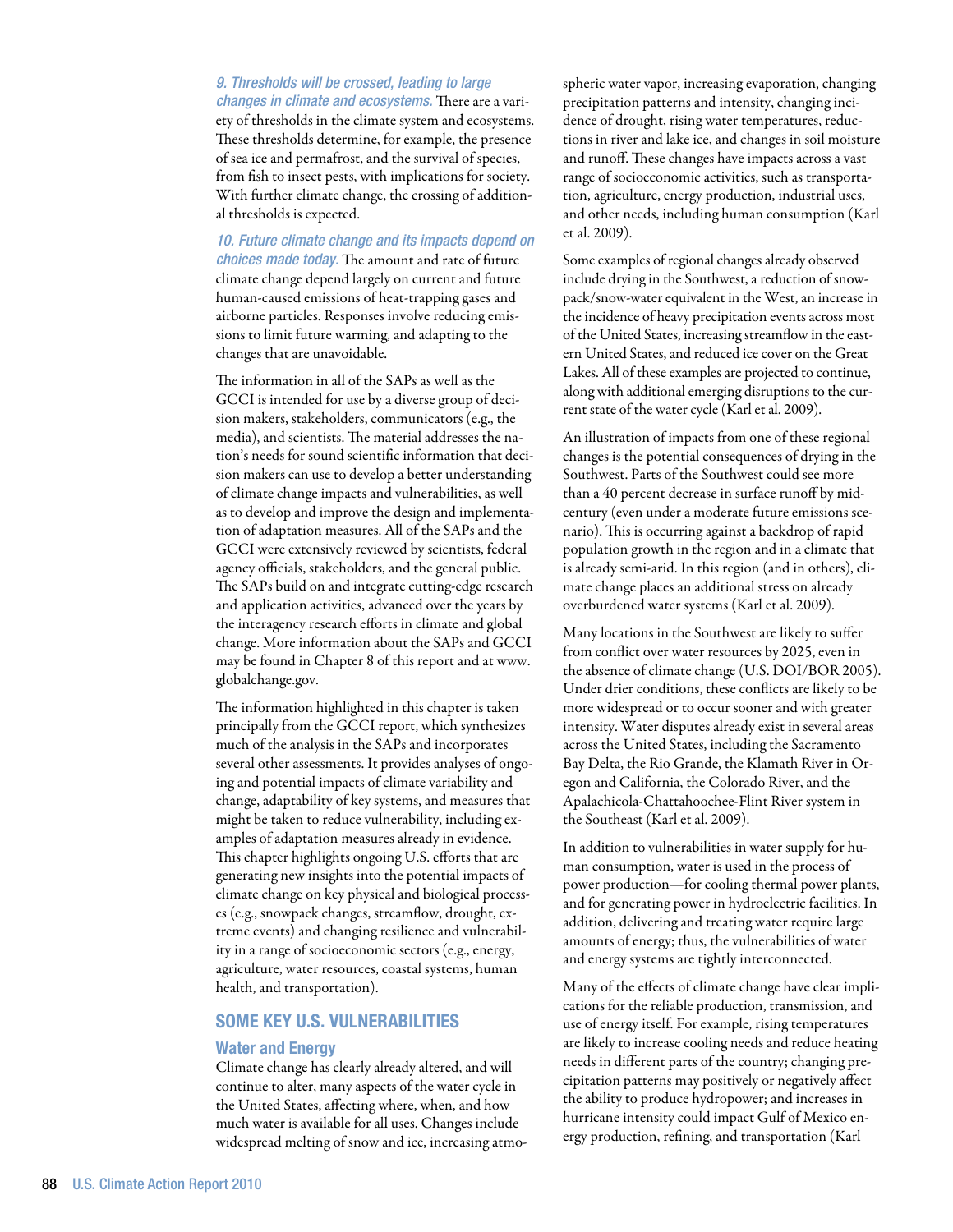*9. Thresholds will be crossed, leading to large changes in climate and ecosystems.* There are a variety of thresholds in the climate system and ecosystems. These thresholds determine, for example, the presence of sea ice and permafrost, and the survival of species, from fish to insect pests, with implications for society. With further climate change, the crossing of additional thresholds is expected.

*10. Future climate change and its impacts depend on choices made today.* The amount and rate of future climate change depend largely on current and future human-caused emissions of heat-trapping gases and airborne particles. Responses involve reducing emissions to limit future warming, and adapting to the changes that are unavoidable.

The information in all of the SAPs as well as the GCCI is intended for use by a diverse group of decision makers, stakeholders, communicators (e.g., the media), and scientists. The material addresses the nation's needs for sound scientific information that decision makers can use to develop a better understanding of climate change impacts and vulnerabilities, as well as to develop and improve the design and implementation of adaptation measures. All of the SAPs and the GCCI were extensively reviewed by scientists, federal agency officials, stakeholders, and the general public. The SAPs build on and integrate cutting-edge research and application activities, advanced over the years by the interagency research efforts in climate and global change. More information about the SAPs and GCCI may be found in Chapter 8 of this report and at www.globalchange.gov.

The information highlighted in this chapter is taken principally from the GCCI report, which synthesizes much of the analysis in the SAPs and incorporates several other assessments. It provides analyses of ongoing and potential impacts of climate variability and change, adaptability of key systems, and measures that might be taken to reduce vulnerability, including examples of adaptation measures already in evidence. This chapter highlights ongoing U.S. efforts that are generating new insights into the potential impacts of climate change on key physical and biological processes (e.g., snowpack changes, streamflow, drought, extreme events) and changing resilience and vulnerability in a range of socioeconomic sectors (e.g., energy, agriculture, water resources, coastal systems, human health, and transportation).

## SOME KEY U.S. VULNERABILITIES

### Water and Energy

Climate change has clearly already altered, and will continue to alter, many aspects of the water cycle in the United States, affecting where, when, and how much water is available for all uses. Changes include widespread melting of snow and ice, increasing atmospheric water vapor, increasing evaporation, changing precipitation patterns and intensity, changing incidence of drought, rising water temperatures, reductions in river and lake ice, and changes in soil moisture and runoff. These changes have impacts across a vast range of socioeconomic activities, such as transportation, agriculture, energy production, industrial uses, and other needs, including human consumption (Karl et al. 2009).

Some examples of regional changes already observed include drying in the Southwest, a reduction of snowpack/snow-water equivalent in the West, an increase in the incidence of heavy precipitation events across most of the United States, increasing streamflow in the eastern United States, and reduced ice cover on the Great Lakes. All of these examples are projected to continue, along with additional emerging disruptions to the current state of the water cycle (Karl et al. 2009).

An illustration of impacts from one of these regional changes is the potential consequences of drying in the Southwest. Parts of the Southwest could see more than a 40 percent decrease in surface runoff by mid-century (even under a moderate future emissions scenario). This is occurring against a backdrop of rapid population growth in the region and in a climate that is already semi-arid. In this region (and in others), climate change places an additional stress on already overburdened water systems (Karl et al. 2009).

Many locations in the Southwest are likely to suffer from conflict over water resources by 2025, even in the absence of climate change (U.S. DOI/BOR 2005). Under drier conditions, these conflicts are likely to be more widespread or to occur sooner and with greater intensity. Water disputes already exist in several areas across the United States, including the Sacramento Bay Delta, the Rio Grande, the Klamath River in Oregon and California, the Colorado River, and the Apalachicola-Chattahoochee-Flint River system in the Southeast (Karl et al. 2009).

In addition to vulnerabilities in water supply for human consumption, water is used in the process of power production—for cooling thermal power plants, and for generating power in hydroelectric facilities. In addition, delivering and treating water require large amounts of energy; thus, the vulnerabilities of water and energy systems are tightly interconnected.

Many of the effects of climate change have clear implications for the reliable production, transmission, and use of energy itself. For example, rising temperatures are likely to increase cooling needs and reduce heating needs in different parts of the country; changing precipitation patterns may positively or negatively affect the ability to produce hydropower; and increases in hurricane intensity could impact Gulf of Mexico energy production, refining, and transportation (Karl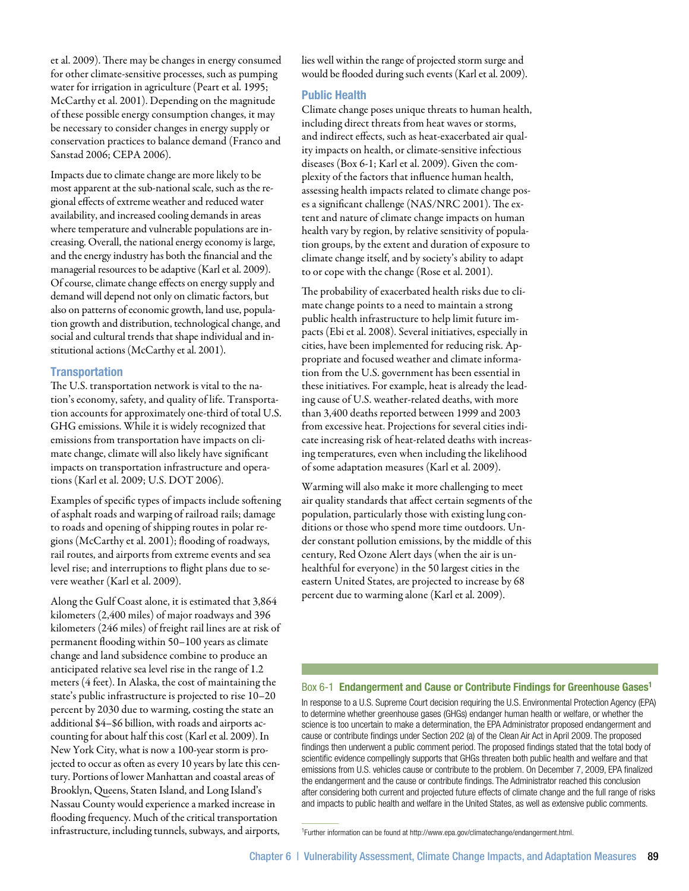et al. 2009). There may be changes in energy consumed for other climate-sensitive processes, such as pumping water for irrigation in agriculture (Peart et al. 1995; McCarthy et al. 2001). Depending on the magnitude of these possible energy consumption changes, it may be necessary to consider changes in energy supply or conservation practices to balance demand (Franco and Sanstad 2006; CEPA 2006).

Impacts due to climate change are more likely to be most apparent at the sub-national scale, such as the regional effects of extreme weather and reduced water availability, and increased cooling demands in areas where temperature and vulnerable populations are increasing. Overall, the national energy economy is large, and the energy industry has both the financial and the managerial resources to be adaptive (Karl et al. 2009). Of course, climate change effects on energy supply and demand will depend not only on climatic factors, but also on patterns of economic growth, land use, population growth and distribution, technological change, and social and cultural trends that shape individual and institutional actions (McCarthy et al. 2001).

### Transportation

The U.S. transportation network is vital to the nation's economy, safety, and quality of life. Transportation accounts for approximately one-third of total U.S. GHG emissions. While it is widely recognized that emissions from transportation have impacts on climate change, climate will also likely have significant impacts on transportation infrastructure and operations (Karl et al. 2009; U.S. DOT 2006).

Examples of specific types of impacts include softening of asphalt roads and warping of railroad rails; damage to roads and opening of shipping routes in polar regions (McCarthy et al. 2001); flooding of roadways, rail routes, and airports from extreme events and sea level rise; and interruptions to flight plans due to severe weather (Karl et al. 2009).

Along the Gulf Coast alone, it is estimated that 3,864 kilometers (2,400 miles) of major roadways and 396 kilometers (246 miles) of freight rail lines are at risk of permanent flooding within 50–100 years as climate change and land subsidence combine to produce an anticipated relative sea level rise in the range of 1.2 meters (4 feet). In Alaska, the cost of maintaining the state's public infrastructure is projected to rise 10–20 percent by 2030 due to warming, costing the state an additional $4–$6 billion, with roads and airports accounting for about half this cost (Karl et al. 2009). In New York City, what is now a 100-year storm is projected to occur as often as every 10 years by late this century. Portions of lower Manhattan and coastal areas of Brooklyn, Queens, Staten Island, and Long Island's Nassau County would experience a marked increase in flooding frequency. Much of the critical transportation infrastructure, including tunnels, subways, and airports, lies well within the range of projected storm surge and would be flooded during such events (Karl et al. 2009).

### Public Health

Climate change poses unique threats to human health, including direct threats from heat waves or storms, and indirect effects, such as heat-exacerbated air quality impacts on health, or climate-sensitive infectious diseases (Box 6-1; Karl et al. 2009). Given the complexity of the factors that influence human health, assessing health impacts related to climate change poses a significant challenge (NAS/NRC 2001). The extent and nature of climate change impacts on human health vary by region, by relative sensitivity of population groups, by the extent and duration of exposure to climate change itself, and by society's ability to adapt to or cope with the change (Rose et al. 2001).

The probability of exacerbated health risks due to climate change points to a need to maintain a strong public health infrastructure to help limit future impacts (Ebi et al. 2008). Several initiatives, especially in cities, have been implemented for reducing risk. Appropriate and focused weather and climate information from the U.S. government has been essential in these initiatives. For example, heat is already the leading cause of U.S. weather-related deaths, with more than 3,400 deaths reported between 1999 and 2003 from excessive heat. Projections for several cities indicate increasing risk of heat-related deaths with increasing temperatures, even when including the likelihood of some adaptation measures (Karl et al. 2009).

Warming will also make it more challenging to meet air quality standards that affect certain segments of the population, particularly those with existing lung conditions or those who spend more time outdoors. Under constant pollution emissions, by the middle of this century, Red Ozone Alert days (when the air is unhealthful for everyone) in the 50 largest cities in the eastern United States, are projected to increase by 68 percent due to warming alone (Karl et al. 2009).

#### Box 6-1 **Endangerment and Cause or Contribute Findings for Greenhouse Gases**[1]

In response to a U.S. Supreme Court decision requiring the U.S. Environmental Protection Agency (EPA) to determine whether greenhouse gases (GHGs) endanger human health or welfare, or whether the science is too uncertain to make a determination, the EPA Administrator proposed endangerment and cause or contribute findings under Section 202 (a) of the Clean Air Act in April 2009. The proposed findings then underwent a public comment period. The proposed findings stated that the total body of scientific evidence compellingly supports that GHGs threaten both public health and welfare and that emissions from U.S. vehicles cause or contribute to the problem. On December 7, 2009, EPA finalized the endangerment and the cause or contribute findings. The Administrator reached this conclusion after considering both current and projected future effects of climate change and the full range of risks and impacts to public health and welfare in the United States, as well as extensive public comments.

[1] Further information can be found at http://www.epa.gov/climatechange/endangerment.html.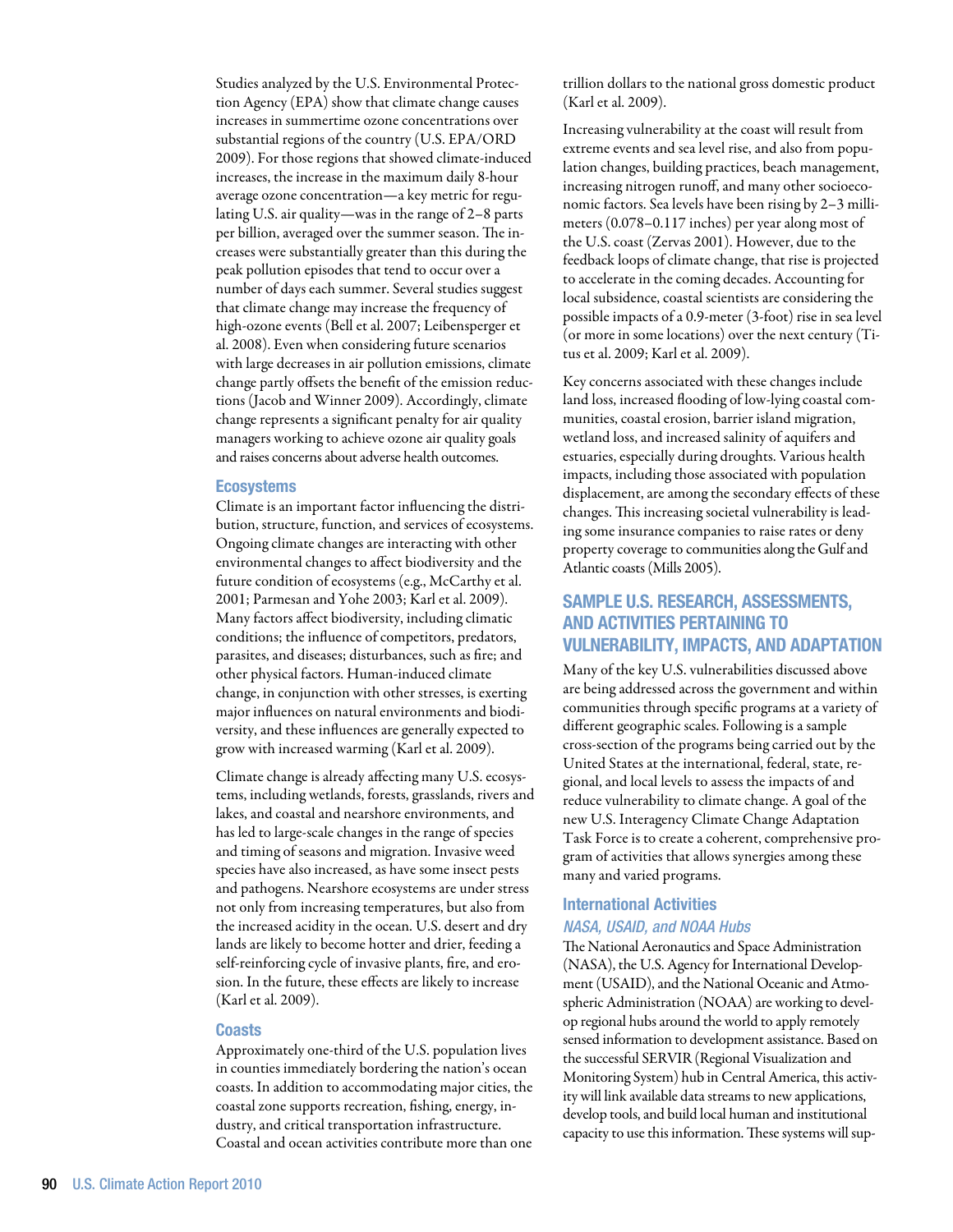Studies analyzed by the U.S. Environmental Protection Agency (EPA) show that climate change causes increases in summertime ozone concentrations over substantial regions of the country (U.S. EPA/ORD 2009). For those regions that showed climate-induced increases, the increase in the maximum daily 8-hour average ozone concentration—a key metric for regulating U.S. air quality—was in the range of 2–8 parts per billion, averaged over the summer season. The increases were substantially greater than this during the peak pollution episodes that tend to occur over a number of days each summer. Several studies suggest that climate change may increase the frequency of high-ozone events (Bell et al. 2007; Leibensperger et al. 2008). Even when considering future scenarios with large decreases in air pollution emissions, climate change partly offsets the benefit of the emission reductions (Jacob and Winner 2009). Accordingly, climate change represents a significant penalty for air quality managers working to achieve ozone air quality goals and raises concerns about adverse health outcomes.

### Ecosystems

Climate is an important factor influencing the distribution, structure, function, and services of ecosystems. Ongoing climate changes are interacting with other environmental changes to affect biodiversity and the future condition of ecosystems (e.g., McCarthy et al. 2001; Parmesan and Yohe 2003; Karl et al. 2009). Many factors affect biodiversity, including climatic conditions; the influence of competitors, predators, parasites, and diseases; disturbances, such as fire; and other physical factors. Human-induced climate change, in conjunction with other stresses, is exerting major influences on natural environments and biodiversity, and these influences are generally expected to grow with increased warming (Karl et al. 2009).

Climate change is already affecting many U.S. ecosystems, including wetlands, forests, grasslands, rivers and lakes, and coastal and nearshore environments, and has led to large-scale changes in the range of species and timing of seasons and migration. Invasive weed species have also increased, as have some insect pests and pathogens. Nearshore ecosystems are under stress not only from increasing temperatures, but also from the increased acidity in the ocean. U.S. desert and dry lands are likely to become hotter and drier, feeding a self-reinforcing cycle of invasive plants, fire, and erosion. In the future, these effects are likely to increase (Karl et al. 2009).

### Coasts

Approximately one-third of the U.S. population lives in counties immediately bordering the nation's ocean coasts. In addition to accommodating major cities, the coastal zone supports recreation, fishing, energy, industry, and critical transportation infrastructure. Coastal and ocean activities contribute more than one trillion dollars to the national gross domestic product (Karl et al. 2009).

Increasing vulnerability at the coast will result from extreme events and sea level rise, and also from population changes, building practices, beach management, increasing nitrogen runoff, and many other socioeconomic factors. Sea levels have been rising by 2–3 millimeters (0.078–0.117 inches) per year along most of the U.S. coast (Zervas 2001). However, due to the feedback loops of climate change, that rise is projected to accelerate in the coming decades. Accounting for local subsidence, coastal scientists are considering the possible impacts of a 0.9-meter (3-foot) rise in sea level (or more in some locations) over the next century (Titus et al. 2009; Karl et al. 2009).

Key concerns associated with these changes include land loss, increased flooding of low-lying coastal communities, coastal erosion, barrier island migration, wetland loss, and increased salinity of aquifers and estuaries, especially during droughts. Various health impacts, including those associated with population displacement, are among the secondary effects of these changes. This increasing societal vulnerability is leading some insurance companies to raise rates or deny property coverage to communities along the Gulf and Atlantic coasts (Mills 2005).

## SAMPLE U.S. RESEARCH, ASSESSMENTS, AND ACTIVITIES PERTAINING TO VULNERABILITY, IMPACTS, AND ADAPTATION

Many of the key U.S. vulnerabilities discussed above are being addressed across the government and within communities through specific programs at a variety of different geographic scales. Following is a sample cross-section of the programs being carried out by the United States at the international, federal, state, regional, and local levels to assess the impacts of and reduce vulnerability to climate change. A goal of the new U.S. Interagency Climate Change Adaptation Task Force is to create a coherent, comprehensive program of activities that allows synergies among these many and varied programs.

### International Activities

#### *NASA, USAID, and NOAA Hubs*

The National Aeronautics and Space Administration (NASA), the U.S. Agency for International Development (USAID), and the National Oceanic and Atmospheric Administration (NOAA) are working to develop regional hubs around the world to apply remotely sensed information to development assistance. Based on the successful SERVIR (Regional Visualization and Monitoring System) hub in Central America, this activity will link available data streams to new applications, develop tools, and build local human and institutional capacity to use this information. These systems will sup-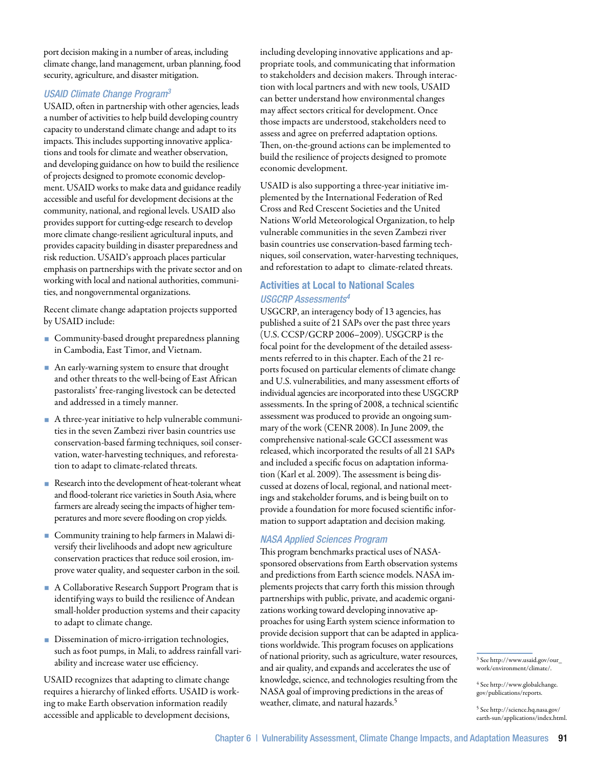port decision making in a number of areas, including climate change, land management, urban planning, food security, agriculture, and disaster mitigation.

### *USAID Climate Change Program*[3]

USAID, often in partnership with other agencies, leads a number of activities to help build developing country capacity to understand climate change and adapt to its impacts. This includes supporting innovative applications and tools for climate and weather observation, and developing guidance on how to build the resilience of projects designed to promote economic development. USAID works to make data and guidance readily accessible and useful for development decisions at the community, national, and regional levels. USAID also provides support for cutting-edge research to develop more climate change-resilient agricultural inputs, and provides capacity building in disaster preparedness and risk reduction. USAID's approach places particular emphasis on partnerships with the private sector and on working with local and national authorities, communities, and nongovernmental organizations.

Recent climate change adaptation projects supported by USAID include:

- Community-based drought preparedness planning in Cambodia, East Timor, and Vietnam.
- An early-warning system to ensure that drought and other threats to the well-being of East African pastoralists' free-ranging livestock can be detected and addressed in a timely manner.
- A three-year initiative to help vulnerable communities in the seven Zambezi river basin countries use conservation-based farming techniques, soil conservation, water-harvesting techniques, and reforestation to adapt to climate-related threats.
- Research into the development of heat-tolerant wheat and flood-tolerant rice varieties in South Asia, where farmers are already seeing the impacts of higher temperatures and more severe flooding on crop yields.
- Community training to help farmers in Malawi diversify their livelihoods and adopt new agriculture conservation practices that reduce soil erosion, improve water quality, and sequester carbon in the soil.
- A Collaborative Research Support Program that is identifying ways to build the resilience of Andean small-holder production systems and their capacity to adapt to climate change.
- Dissemination of micro-irrigation technologies, such as foot pumps, in Mali, to address rainfall variability and increase water use efficiency.

USAID recognizes that adapting to climate change requires a hierarchy of linked efforts. USAID is working to make Earth observation information readily accessible and applicable to development decisions, including developing innovative applications and appropriate tools, and communicating that information to stakeholders and decision makers. Through interaction with local partners and with new tools, USAID can better understand how environmental changes may affect sectors critical for development. Once those impacts are understood, stakeholders need to assess and agree on preferred adaptation options. Then, on-the-ground actions can be implemented to build the resilience of projects designed to promote economic development.

USAID is also supporting a three-year initiative implemented by the International Federation of Red Cross and Red Crescent Societies and the United Nations World Meteorological Organization, to help vulnerable communities in the seven Zambezi river basin countries use conservation-based farming techniques, soil conservation, water-harvesting techniques, and reforestation to adapt to climate-related threats.

## Activities at Local to National Scales

### *USGCRP Assessments*[4]

USGCRP, an interagency body of 13 agencies, has published a suite of 21 SAPs over the past three years (U.S. CCSP/GCRP 2006–2009). USGCRP is the focal point for the development of the detailed assessments referred to in this chapter. Each of the 21 reports focused on particular elements of climate change and U.S. vulnerabilities, and many assessment efforts of individual agencies are incorporated into these USGCRP assessments. In the spring of 2008, a technical scientific assessment was produced to provide an ongoing summary of the work (CENR 2008). In June 2009, the comprehensive national-scale GCCI assessment was released, which incorporated the results of all 21 SAPs and included a specific focus on adaptation information (Karl et al. 2009). The assessment is being discussed at dozens of local, regional, and national meetings and stakeholder forums, and is being built on to provide a foundation for more focused scientific information to support adaptation and decision making.

### *NASA Applied Sciences Program*

This program benchmarks practical uses of NASA-sponsored observations from Earth observation systems and predictions from Earth science models. NASA implements projects that carry forth this mission through partnerships with public, private, and academic organizations working toward developing innovative approaches for using Earth system science information to provide decision support that can be adapted in applications worldwide. This program focuses on applications of national priority, such as agriculture, water resources, and air quality, and expands and accelerates the use of knowledge, science, and technologies resulting from the NASA goal of improving predictions in the areas of weather, climate, and natural hazards.[5]

---

[3] See http://www.usaid.gov/our_work/environment/climate/.

[4] See http://www.globalchange.gov/publications/reports.

[5] See http://science.hq.nasa.gov/earth-sun/applications/index.html.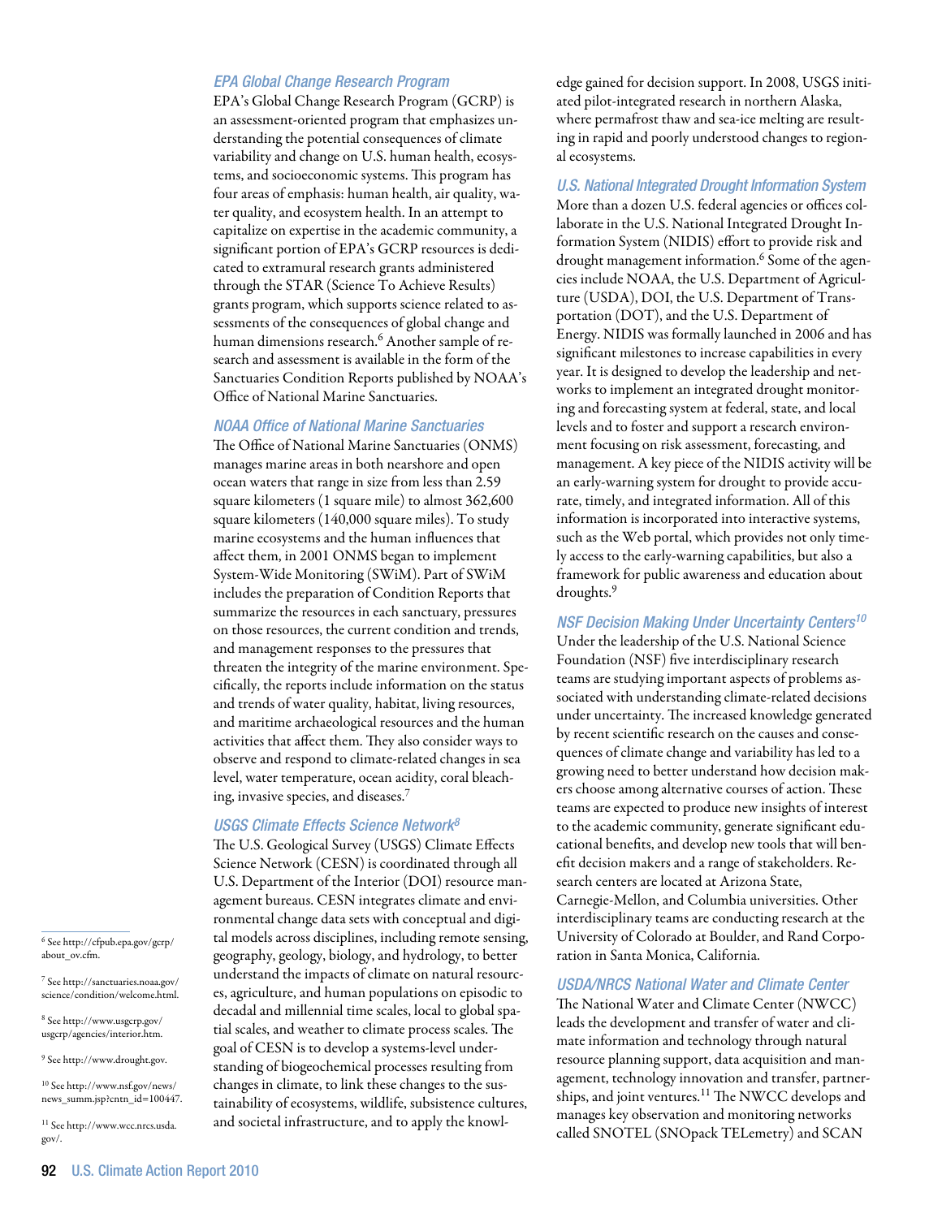### *EPA Global Change Research Program*

EPA's Global Change Research Program (GCRP) is an assessment-oriented program that emphasizes understanding the potential consequences of climate variability and change on U.S. human health, ecosystems, and socioeconomic systems. This program has four areas of emphasis: human health, air quality, water quality, and ecosystem health. In an attempt to capitalize on expertise in the academic community, a significant portion of EPA's GCRP resources is dedicated to extramural research grants administered through the STAR (Science To Achieve Results) grants program, which supports science related to assessments of the consequences of global change and human dimensions research.[6] Another sample of research and assessment is available in the form of the Sanctuaries Condition Reports published by NOAA's Office of National Marine Sanctuaries.

### *NOAA Office of National Marine Sanctuaries*

The Office of National Marine Sanctuaries (ONMS) manages marine areas in both nearshore and open ocean waters that range in size from less than 2.59 square kilometers (1 square mile) to almost 362,600 square kilometers (140,000 square miles). To study marine ecosystems and the human influences that affect them, in 2001 ONMS began to implement System-Wide Monitoring (SWiM). Part of SWiM includes the preparation of Condition Reports that summarize the resources in each sanctuary, pressures on those resources, the current condition and trends, and management responses to the pressures that threaten the integrity of the marine environment. Specifically, the reports include information on the status and trends of water quality, habitat, living resources, and maritime archaeological resources and the human activities that affect them. They also consider ways to observe and respond to climate-related changes in sea level, water temperature, ocean acidity, coral bleaching, invasive species, and diseases.[7]

### *USGS Climate Effects Science Network[8]*

The U.S. Geological Survey (USGS) Climate Effects Science Network (CESN) is coordinated through all U.S. Department of the Interior (DOI) resource management bureaus. CESN integrates climate and environmental change data sets with conceptual and digital models across disciplines, including remote sensing, geography, geology, biology, and hydrology, to better understand the impacts of climate on natural resources, agriculture, and human populations on episodic to decadal and millennial time scales, local to global spatial scales, and weather to climate process scales. The goal of CESN is to develop a systems-level understanding of biogeochemical processes resulting from changes in climate, to link these changes to the sustainability of ecosystems, wildlife, subsistence cultures, and societal infrastructure, and to apply the knowledge gained for decision support. In 2008, USGS initiated pilot-integrated research in northern Alaska, where permafrost thaw and sea-ice melting are resulting in rapid and poorly understood changes to regional ecosystems.

### *U.S. National Integrated Drought Information System*

More than a dozen U.S. federal agencies or offices collaborate in the U.S. National Integrated Drought Information System (NIDIS) effort to provide risk and drought management information.[6] Some of the agencies include NOAA, the U.S. Department of Agriculture (USDA), DOI, the U.S. Department of Transportation (DOT), and the U.S. Department of Energy. NIDIS was formally launched in 2006 and has significant milestones to increase capabilities in every year. It is designed to develop the leadership and networks to implement an integrated drought monitoring and forecasting system at federal, state, and local levels and to foster and support a research environment focusing on risk assessment, forecasting, and management. A key piece of the NIDIS activity will be an early-warning system for drought to provide accurate, timely, and integrated information. All of this information is incorporated into interactive systems, such as the Web portal, which provides not only timely access to the early-warning capabilities, but also a framework for public awareness and education about droughts.[9]

### *NSF Decision Making Under Uncertainty Centers[10]*

Under the leadership of the U.S. National Science Foundation (NSF) five interdisciplinary research teams are studying important aspects of problems associated with understanding climate-related decisions under uncertainty. The increased knowledge generated by recent scientific research on the causes and consequences of climate change and variability has led to a growing need to better understand how decision makers choose among alternative courses of action. These teams are expected to produce new insights of interest to the academic community, generate significant educational benefits, and develop new tools that will benefit decision makers and a range of stakeholders. Research centers are located at Arizona State, Carnegie-Mellon, and Columbia universities. Other interdisciplinary teams are conducting research at the University of Colorado at Boulder, and Rand Corporation in Santa Monica, California.

### *USDA/NRCS National Water and Climate Center*

The National Water and Climate Center (NWCC) leads the development and transfer of water and climate information and technology through natural resource planning support, data acquisition and management, technology innovation and transfer, partnerships, and joint ventures.[11] The NWCC develops and manages key observation and monitoring networks called SNOTEL (SNOpack TELemetry) and SCAN

---

[6] See http://cfpub.epa.gov/gcrp/about_ov.cfm.

[7] See http://sanctuaries.noaa.gov/science/condition/welcome.html.

[8] See http://www.usgcrp.gov/usgcrp/agencies/interior.htm.

[9] See http://www.drought.gov.

[10] See http://www.nsf.gov/news/news_summ.jsp?cntn_id=100447.

[11] See http://www.wcc.nrcs.usda.gov/.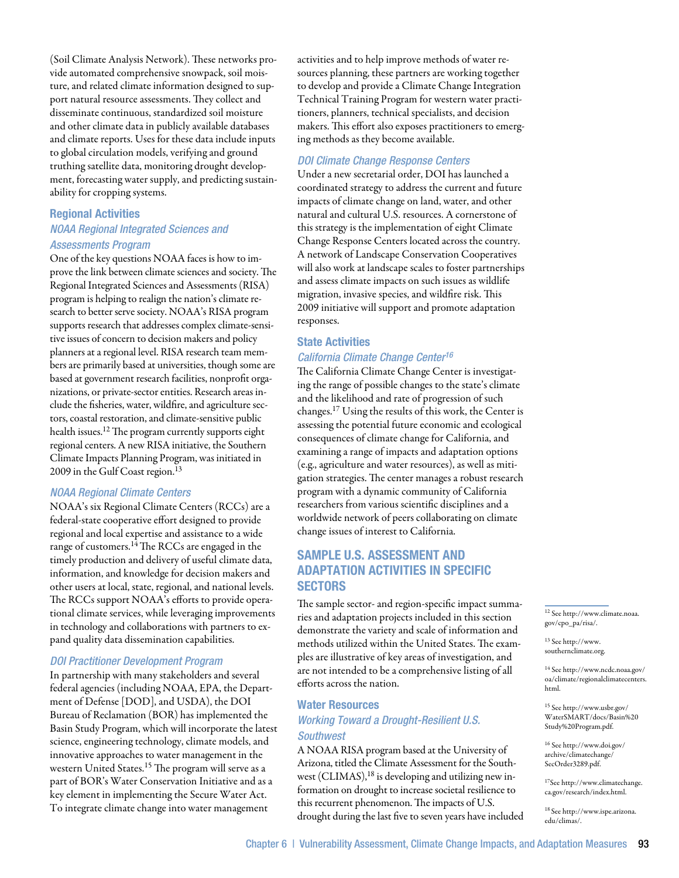(Soil Climate Analysis Network). These networks provide automated comprehensive snowpack, soil moisture, and related climate information designed to support natural resource assessments. They collect and disseminate continuous, standardized soil moisture and other climate data in publicly available databases and climate reports. Uses for these data include inputs to global circulation models, verifying and ground truthing satellite data, monitoring drought development, forecasting water supply, and predicting sustainability for cropping systems.

### Regional Activities

#### *NOAA Regional Integrated Sciences and Assessments Program*

One of the key questions NOAA faces is how to improve the link between climate sciences and society. The Regional Integrated Sciences and Assessments (RISA) program is helping to realign the nation's climate research to better serve society. NOAA's RISA program supports research that addresses complex climate-sensitive issues of concern to decision makers and policy planners at a regional level. RISA research team members are primarily based at universities, though some are based at government research facilities, nonprofit organizations, or private-sector entities. Research areas include the fisheries, water, wildfire, and agriculture sectors, coastal restoration, and climate-sensitive public health issues.[12] The program currently supports eight regional centers. A new RISA initiative, the Southern Climate Impacts Planning Program, was initiated in 2009 in the Gulf Coast region.[13]

#### *NOAA Regional Climate Centers*

NOAA's six Regional Climate Centers (RCCs) are a federal-state cooperative effort designed to provide regional and local expertise and assistance to a wide range of customers.[14] The RCCs are engaged in the timely production and delivery of useful climate data, information, and knowledge for decision makers and other users at local, state, regional, and national levels. The RCCs support NOAA's efforts to provide operational climate services, while leveraging improvements in technology and collaborations with partners to expand quality data dissemination capabilities.

#### *DOI Practitioner Development Program*

In partnership with many stakeholders and several federal agencies (including NOAA, EPA, the Department of Defense [DOD], and USDA), the DOI Bureau of Reclamation (BOR) has implemented the Basin Study Program, which will incorporate the latest science, engineering technology, climate models, and innovative approaches to water management in the western United States.[15] The program will serve as a part of BOR's Water Conservation Initiative and as a key element in implementing the Secure Water Act. To integrate climate change into water management activities and to help improve methods of water resources planning, these partners are working together to develop and provide a Climate Change Integration Technical Training Program for western water practitioners, planners, technical specialists, and decision makers. This effort also exposes practitioners to emerging methods as they become available.

#### *DOI Climate Change Response Centers*

Under a new secretarial order, DOI has launched a coordinated strategy to address the current and future impacts of climate change on land, water, and other natural and cultural U.S. resources. A cornerstone of this strategy is the implementation of eight Climate Change Response Centers located across the country. A network of Landscape Conservation Cooperatives will also work at landscape scales to foster partnerships and assess climate impacts on such issues as wildlife migration, invasive species, and wildfire risk. This 2009 initiative will support and promote adaptation responses.

### State Activities

#### *California Climate Change Center[16]*

The California Climate Change Center is investigating the range of possible changes to the state's climate and the likelihood and rate of progression of such changes.[17] Using the results of this work, the Center is assessing the potential future economic and ecological consequences of climate change for California, and examining a range of impacts and adaptation options (e.g., agriculture and water resources), as well as mitigation strategies. The center manages a robust research program with a dynamic community of California researchers from various scientific disciplines and a worldwide network of peers collaborating on climate change issues of interest to California.

## SAMPLE U.S. ASSESSMENT AND ADAPTATION ACTIVITIES IN SPECIFIC SECTORS

The sample sector- and region-specific impact summaries and adaptation projects included in this section demonstrate the variety and scale of information and methods utilized within the United States. The examples are illustrative of key areas of investigation, and are not intended to be a comprehensive listing of all efforts across the nation.

### Water Resources

#### *Working Toward a Drought-Resilient U.S. Southwest*

A NOAA RISA program based at the University of Arizona, titled the Climate Assessment for the Southwest (CLIMAS),[18] is developing and utilizing new information on drought to increase societal resilience to this recurrent phenomenon. The impacts of U.S. drought during the last five to seven years have included

---

[12] See http://www.climate.noaa.gov/cpo_pa/risa/.

[13] See http://www.southernclimate.org.

[14] See http://www.ncdc.noaa.gov/oa/climate/regionalclimatecenters.html.

[15] See http://www.usbr.gov/WaterSMART/docs/Basin%20Study%20Program.pdf.

[16] See http://www.doi.gov/archive/climatechange/SecOrder3289.pdf.

[17] See http://www.climatechange.ca.gov/research/index.html.

[18] See http://www.ispe.arizona.edu/climas/.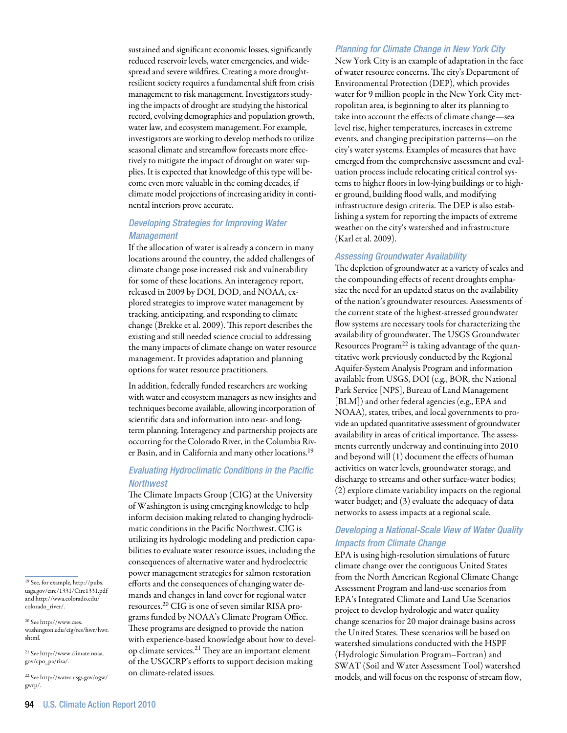sustained and significant economic losses, significantly reduced reservoir levels, water emergencies, and widespread and severe wildfires. Creating a more drought-resilient society requires a fundamental shift from crisis management to risk management. Investigators studying the impacts of drought are studying the historical record, evolving demographics and population growth, water law, and ecosystem management. For example, investigators are working to develop methods to utilize seasonal climate and streamflow forecasts more effectively to mitigate the impact of drought on water supplies. It is expected that knowledge of this type will become even more valuable in the coming decades, if climate model projections of increasing aridity in continental interiors prove accurate.

### *Developing Strategies for Improving Water Management*

If the allocation of water is already a concern in many locations around the country, the added challenges of climate change pose increased risk and vulnerability for some of these locations. An interagency report, released in 2009 by DOI, DOD, and NOAA, explored strategies to improve water management by tracking, anticipating, and responding to climate change (Brekke et al. 2009). This report describes the existing and still needed science crucial to addressing the many impacts of climate change on water resource management. It provides adaptation and planning options for water resource practitioners.

In addition, federally funded researchers are working with water and ecosystem managers as new insights and techniques become available, allowing incorporation of scientific data and information into near- and long-term planning. Interagency and partnership projects are occurring for the Colorado River, in the Columbia River Basin, and in California and many other locations.[19]

### *Evaluating Hydroclimatic Conditions in the Pacific Northwest*

The Climate Impacts Group (CIG) at the University of Washington is using emerging knowledge to help inform decision making related to changing hydroclimatic conditions in the Pacific Northwest. CIG is utilizing its hydrologic modeling and prediction capabilities to evaluate water resource issues, including the consequences of alternative water and hydroelectric power management strategies for salmon restoration efforts and the consequences of changing water demands and changes in land cover for regional water resources.[20] CIG is one of seven similar RISA programs funded by NOAA's Climate Program Office. These programs are designed to provide the nation with experience-based knowledge about how to develop climate services.[21] They are an important element of the USGCRP's efforts to support decision making on climate-related issues.

### *Planning for Climate Change in New York City*

New York City is an example of adaptation in the face of water resource concerns. The city's Department of Environmental Protection (DEP), which provides water for 9 million people in the New York City metropolitan area, is beginning to alter its planning to take into account the effects of climate change—sea level rise, higher temperatures, increases in extreme events, and changing precipitation patterns—on the city's water systems. Examples of measures that have emerged from the comprehensive assessment and evaluation process include relocating critical control systems to higher floors in low-lying buildings or to higher ground, building flood walls, and modifying infrastructure design criteria. The DEP is also establishing a system for reporting the impacts of extreme weather on the city's watershed and infrastructure (Karl et al. 2009).

### *Assessing Groundwater Availability*

The depletion of groundwater at a variety of scales and the compounding effects of recent droughts emphasize the need for an updated status on the availability of the nation's groundwater resources. Assessments of the current state of the highest-stressed groundwater flow systems are necessary tools for characterizing the availability of groundwater. The USGS Groundwater Resources Program[22] is taking advantage of the quantitative work previously conducted by the Regional Aquifer-System Analysis Program and information available from USGS, DOI (e.g., BOR, the National Park Service [NPS], Bureau of Land Management [BLM]) and other federal agencies (e.g., EPA and NOAA), states, tribes, and local governments to provide an updated quantitative assessment of groundwater availability in areas of critical importance. The assessments currently underway and continuing into 2010 and beyond will (1) document the effects of human activities on water levels, groundwater storage, and discharge to streams and other surface-water bodies; (2) explore climate variability impacts on the regional water budget; and (3) evaluate the adequacy of data networks to assess impacts at a regional scale.

### *Developing a National-Scale View of Water Quality Impacts from Climate Change*

EPA is using high-resolution simulations of future climate change over the contiguous United States from the North American Regional Climate Change Assessment Program and land-use scenarios from EPA's Integrated Climate and Land Use Scenarios project to develop hydrologic and water quality change scenarios for 20 major drainage basins across the United States. These scenarios will be based on watershed simulations conducted with the HSPF (Hydrologic Simulation Program–Fortran) and SWAT (Soil and Water Assessment Tool) watershed models, and will focus on the response of stream flow,

---

[19] See, for example, http://pubs.usgs.gov/circ/1331/Circ1331.pdf and http://wwa.colorado.edu/colorado_river/.

[20] See http://www.cses.washington.edu/cig/res/hwr/hwr.shtml.

[21] See http://www.climate.noaa.gov/cpo_pa/risa/.

[22] See http://water.usgs.gov/ogw/gwrp/.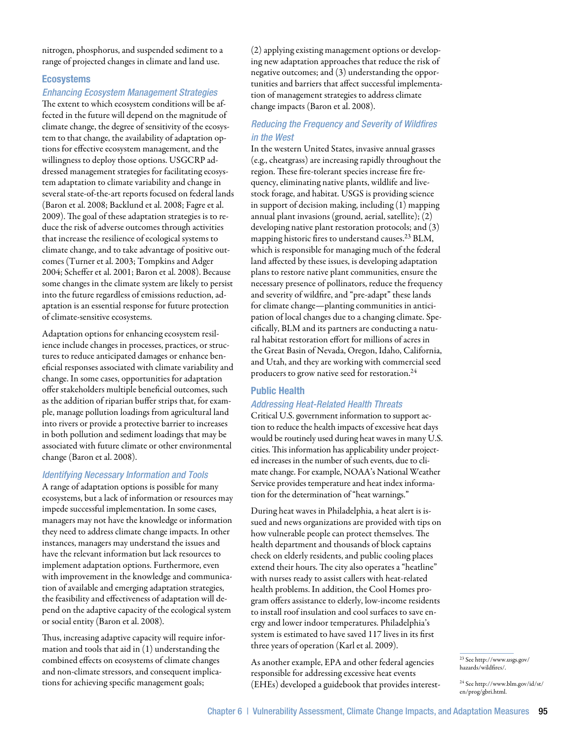nitrogen, phosphorus, and suspended sediment to a range of projected changes in climate and land use.

### Ecosystems

#### *Enhancing Ecosystem Management Strategies*

The extent to which ecosystem conditions will be affected in the future will depend on the magnitude of climate change, the degree of sensitivity of the ecosystem to that change, the availability of adaptation options for effective ecosystem management, and the willingness to deploy those options. USGCRP addressed management strategies for facilitating ecosystem adaptation to climate variability and change in several state-of-the-art reports focused on federal lands (Baron et al. 2008; Backlund et al. 2008; Fagre et al. 2009). The goal of these adaptation strategies is to reduce the risk of adverse outcomes through activities that increase the resilience of ecological systems to climate change, and to take advantage of positive outcomes (Turner et al. 2003; Tompkins and Adger 2004; Scheffer et al. 2001; Baron et al. 2008). Because some changes in the climate system are likely to persist into the future regardless of emissions reduction, adaptation is an essential response for future protection of climate-sensitive ecosystems.

Adaptation options for enhancing ecosystem resilience include changes in processes, practices, or structures to reduce anticipated damages or enhance beneficial responses associated with climate variability and change. In some cases, opportunities for adaptation offer stakeholders multiple beneficial outcomes, such as the addition of riparian buffer strips that, for example, manage pollution loadings from agricultural land into rivers or provide a protective barrier to increases in both pollution and sediment loadings that may be associated with future climate or other environmental change (Baron et al. 2008).

#### *Identifying Necessary Information and Tools*

A range of adaptation options is possible for many ecosystems, but a lack of information or resources may impede successful implementation. In some cases, managers may not have the knowledge or information they need to address climate change impacts. In other instances, managers may understand the issues and have the relevant information but lack resources to implement adaptation options. Furthermore, even with improvement in the knowledge and communication of available and emerging adaptation strategies, the feasibility and effectiveness of adaptation will depend on the adaptive capacity of the ecological system or social entity (Baron et al. 2008).

Thus, increasing adaptive capacity will require information and tools that aid in (1) understanding the combined effects on ecosystems of climate changes and non-climate stressors, and consequent implications for achieving specific management goals; (2) applying existing management options or developing new adaptation approaches that reduce the risk of negative outcomes; and (3) understanding the opportunities and barriers that affect successful implementation of management strategies to address climate change impacts (Baron et al. 2008).

#### *Reducing the Frequency and Severity of Wildfires in the West*

In the western United States, invasive annual grasses (e.g., cheatgrass) are increasing rapidly throughout the region. These fire-tolerant species increase fire frequency, eliminating native plants, wildlife and livestock forage, and habitat. USGS is providing science in support of decision making, including (1) mapping annual plant invasions (ground, aerial, satellite); (2) developing native plant restoration protocols; and (3) mapping historic fires to understand causes.[23] BLM, which is responsible for managing much of the federal land affected by these issues, is developing adaptation plans to restore native plant communities, ensure the necessary presence of pollinators, reduce the frequency and severity of wildfire, and "pre-adapt" these lands for climate change—planting communities in anticipation of local changes due to a changing climate. Specifically, BLM and its partners are conducting a natural habitat restoration effort for millions of acres in the Great Basin of Nevada, Oregon, Idaho, California, and Utah, and they are working with commercial seed producers to grow native seed for restoration.[24]

### Public Health

#### *Addressing Heat-Related Health Threats*

Critical U.S. government information to support action to reduce the health impacts of excessive heat days would be routinely used during heat waves in many U.S. cities. This information has applicability under projected increases in the number of such events, due to climate change. For example, NOAA's National Weather Service provides temperature and heat index information for the determination of "heat warnings."

During heat waves in Philadelphia, a heat alert is issued and news organizations are provided with tips on how vulnerable people can protect themselves. The health department and thousands of block captains check on elderly residents, and public cooling places extend their hours. The city also operates a "heatline" with nurses ready to assist callers with heat-related health problems. In addition, the Cool Homes program offers assistance to elderly, low-income residents to install roof insulation and cool surfaces to save energy and lower indoor temperatures. Philadelphia's system is estimated to have saved 117 lives in its first three years of operation (Karl et al. 2009).

As another example, EPA and other federal agencies responsible for addressing excessive heat events (EHEs) developed a guidebook that provides interest-

[23] See http://www.usgs.gov/hazards/wildfires/.

[24] See http://www.blm.gov/id/st/en/prog/gbri.html.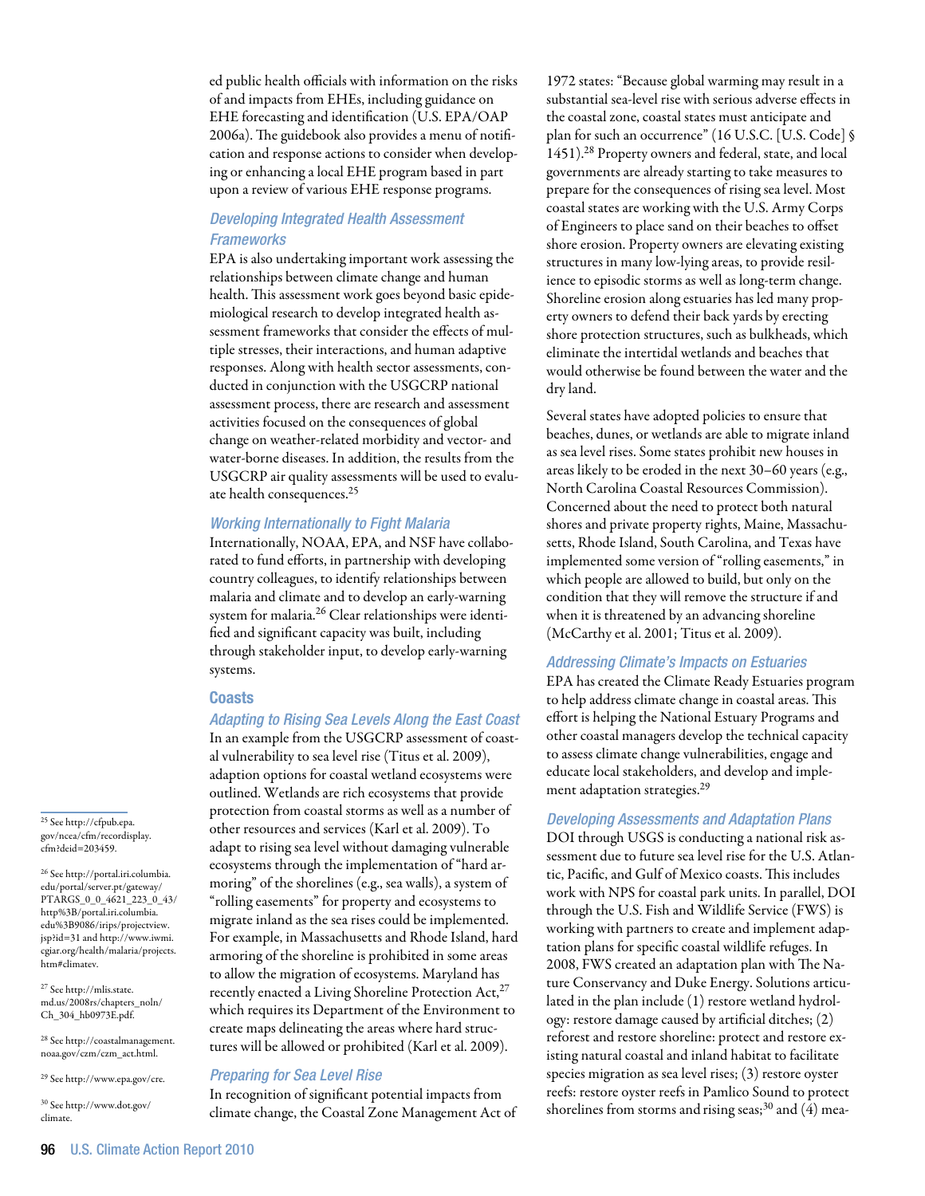ed public health officials with information on the risks of and impacts from EHEs, including guidance on EHE forecasting and identification (U.S. EPA/OAP 2006a). The guidebook also provides a menu of notification and response actions to consider when developing or enhancing a local EHE program based in part upon a review of various EHE response programs.

### *Developing Integrated Health Assessment Frameworks*

EPA is also undertaking important work assessing the relationships between climate change and human health. This assessment work goes beyond basic epidemiological research to develop integrated health assessment frameworks that consider the effects of multiple stresses, their interactions, and human adaptive responses. Along with health sector assessments, conducted in conjunction with the USGCRP national assessment process, there are research and assessment activities focused on the consequences of global change on weather-related morbidity and vector- and water-borne diseases. In addition, the results from the USGCRP air quality assessments will be used to evaluate health consequences.[25]

### *Working Internationally to Fight Malaria*

Internationally, NOAA, EPA, and NSF have collaborated to fund efforts, in partnership with developing country colleagues, to identify relationships between malaria and climate and to develop an early-warning system for malaria.[26] Clear relationships were identified and significant capacity was built, including through stakeholder input, to develop early-warning systems.

## Coasts

### *Adapting to Rising Sea Levels Along the East Coast*

In an example from the USGCRP assessment of coastal vulnerability to sea level rise (Titus et al. 2009), adaption options for coastal wetland ecosystems were outlined. Wetlands are rich ecosystems that provide protection from coastal storms as well as a number of other resources and services (Karl et al. 2009). To adapt to rising sea level without damaging vulnerable ecosystems through the implementation of "hard armoring" of the shorelines (e.g., sea walls), a system of "rolling easements" for property and ecosystems to migrate inland as the sea rises could be implemented. For example, in Massachusetts and Rhode Island, hard armoring of the shoreline is prohibited in some areas to allow the migration of ecosystems. Maryland has recently enacted a Living Shoreline Protection Act,[27] which requires its Department of the Environment to create maps delineating the areas where hard structures will be allowed or prohibited (Karl et al. 2009).

### *Preparing for Sea Level Rise*

In recognition of significant potential impacts from climate change, the Coastal Zone Management Act of 1972 states: "Because global warming may result in a substantial sea-level rise with serious adverse effects in the coastal zone, coastal states must anticipate and plan for such an occurrence" (16 U.S.C. [U.S. Code] § 1451).[28] Property owners and federal, state, and local governments are already starting to take measures to prepare for the consequences of rising sea level. Most coastal states are working with the U.S. Army Corps of Engineers to place sand on their beaches to offset shore erosion. Property owners are elevating existing structures in many low-lying areas, to provide resilience to episodic storms as well as long-term change. Shoreline erosion along estuaries has led many property owners to defend their back yards by erecting shore protection structures, such as bulkheads, which eliminate the intertidal wetlands and beaches that would otherwise be found between the water and the dry land.

Several states have adopted policies to ensure that beaches, dunes, or wetlands are able to migrate inland as sea level rises. Some states prohibit new houses in areas likely to be eroded in the next 30–60 years (e.g., North Carolina Coastal Resources Commission). Concerned about the need to protect both natural shores and private property rights, Maine, Massachusetts, Rhode Island, South Carolina, and Texas have implemented some version of "rolling easements," in which people are allowed to build, but only on the condition that they will remove the structure if and when it is threatened by an advancing shoreline (McCarthy et al. 2001; Titus et al. 2009).

### *Addressing Climate's Impacts on Estuaries*

EPA has created the Climate Ready Estuaries program to help address climate change in coastal areas. This effort is helping the National Estuary Programs and other coastal managers develop the technical capacity to assess climate change vulnerabilities, engage and educate local stakeholders, and develop and implement adaptation strategies.[29]

### *Developing Assessments and Adaptation Plans*

DOI through USGS is conducting a national risk assessment due to future sea level rise for the U.S. Atlantic, Pacific, and Gulf of Mexico coasts. This includes work with NPS for coastal park units. In parallel, DOI through the U.S. Fish and Wildlife Service (FWS) is working with partners to create and implement adaptation plans for specific coastal wildlife refuges. In 2008, FWS created an adaptation plan with The Nature Conservancy and Duke Energy. Solutions articulated in the plan include (1) restore wetland hydrology: restore damage caused by artificial ditches; (2) reforest and restore shoreline: protect and restore existing natural coastal and inland habitat to facilitate species migration as sea level rises; (3) restore oyster reefs: restore oyster reefs in Pamlico Sound to protect shorelines from storms and rising seas;[30] and (4) mea-

---

[25] See http://cfpub.epa.gov/ncea/cfm/recordisplay.cfm?deid=203459.

[26] See http://portal.iri.columbia.edu/portal/server.pt/gateway/PTARGS_0_0_4621_223_0_43/http%3B/portal.iri.columbia.edu%3B9086/irips/projectview.jsp?id=31 and http://www.iwmi.cgiar.org/health/malaria/projects.htm#climatev.

[27] See http://mlis.state.md.us/2008rs/chapters_noln/Ch_304_hb0973E.pdf.

[28] See http://coastalmanagement.noaa.gov/czm/czm_act.html.

[29] See http://www.epa.gov/cre.

[30] See http://www.dot.gov/climate.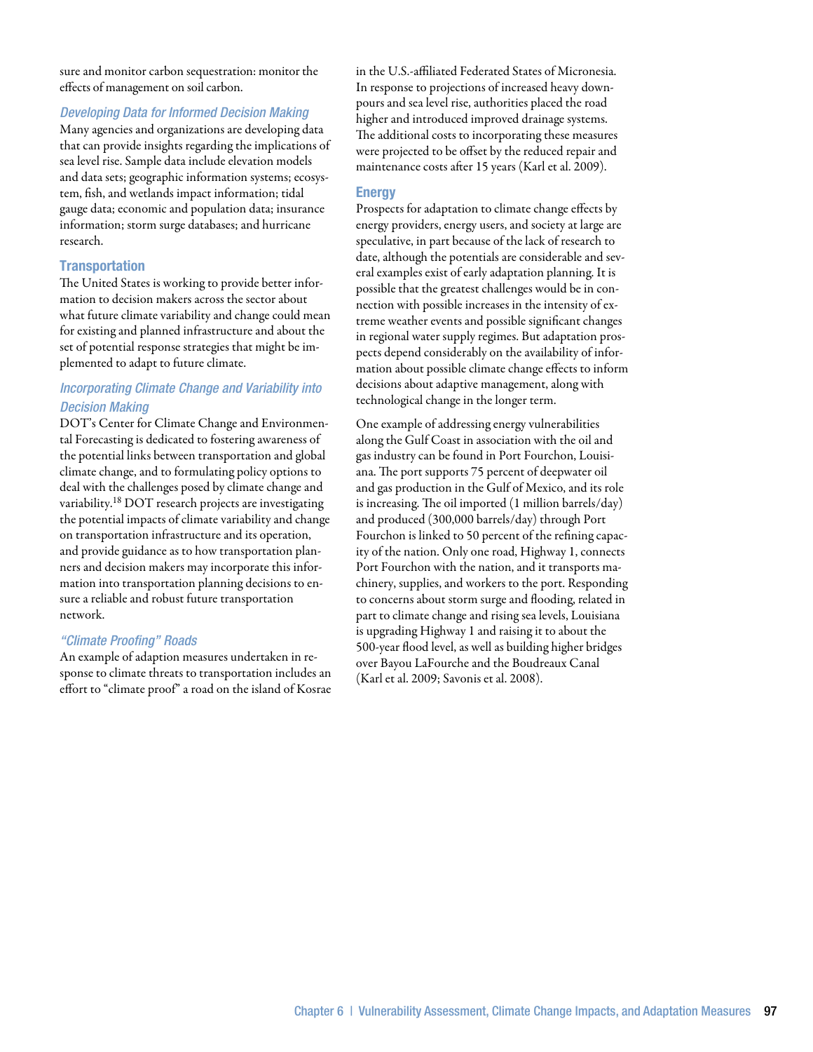sure and monitor carbon sequestration: monitor the effects of management on soil carbon.

#### *Developing Data for Informed Decision Making*

Many agencies and organizations are developing data that can provide insights regarding the implications of sea level rise. Sample data include elevation models and data sets; geographic information systems; ecosystem, fish, and wetlands impact information; tidal gauge data; economic and population data; insurance information; storm surge databases; and hurricane research.

### Transportation

The United States is working to provide better information to decision makers across the sector about what future climate variability and change could mean for existing and planned infrastructure and about the set of potential response strategies that might be implemented to adapt to future climate.

#### *Incorporating Climate Change and Variability into Decision Making*

DOT's Center for Climate Change and Environmental Forecasting is dedicated to fostering awareness of the potential links between transportation and global climate change, and to formulating policy options to deal with the challenges posed by climate change and variability.[18] DOT research projects are investigating the potential impacts of climate variability and change on transportation infrastructure and its operation, and provide guidance as to how transportation planners and decision makers may incorporate this information into transportation planning decisions to ensure a reliable and robust future transportation network.

#### *"Climate Proofing" Roads*

An example of adaption measures undertaken in response to climate threats to transportation includes an effort to "climate proof" a road on the island of Kosrae in the U.S.-affiliated Federated States of Micronesia. In response to projections of increased heavy downpours and sea level rise, authorities placed the road higher and introduced improved drainage systems. The additional costs to incorporating these measures were projected to be offset by the reduced repair and maintenance costs after 15 years (Karl et al. 2009).

### Energy

Prospects for adaptation to climate change effects by energy providers, energy users, and society at large are speculative, in part because of the lack of research to date, although the potentials are considerable and several examples exist of early adaptation planning. It is possible that the greatest challenges would be in connection with possible increases in the intensity of extreme weather events and possible significant changes in regional water supply regimes. But adaptation prospects depend considerably on the availability of information about possible climate change effects to inform decisions about adaptive management, along with technological change in the longer term.

One example of addressing energy vulnerabilities along the Gulf Coast in association with the oil and gas industry can be found in Port Fourchon, Louisiana. The port supports 75 percent of deepwater oil and gas production in the Gulf of Mexico, and its role is increasing. The oil imported (1 million barrels/day) and produced (300,000 barrels/day) through Port Fourchon is linked to 50 percent of the refining capacity of the nation. Only one road, Highway 1, connects Port Fourchon with the nation, and it transports machinery, supplies, and workers to the port. Responding to concerns about storm surge and flooding, related in part to climate change and rising sea levels, Louisiana is upgrading Highway 1 and raising it to about the 500-year flood level, as well as building higher bridges over Bayou LaFourche and the Boudreaux Canal (Karl et al. 2009; Savonis et al. 2008).